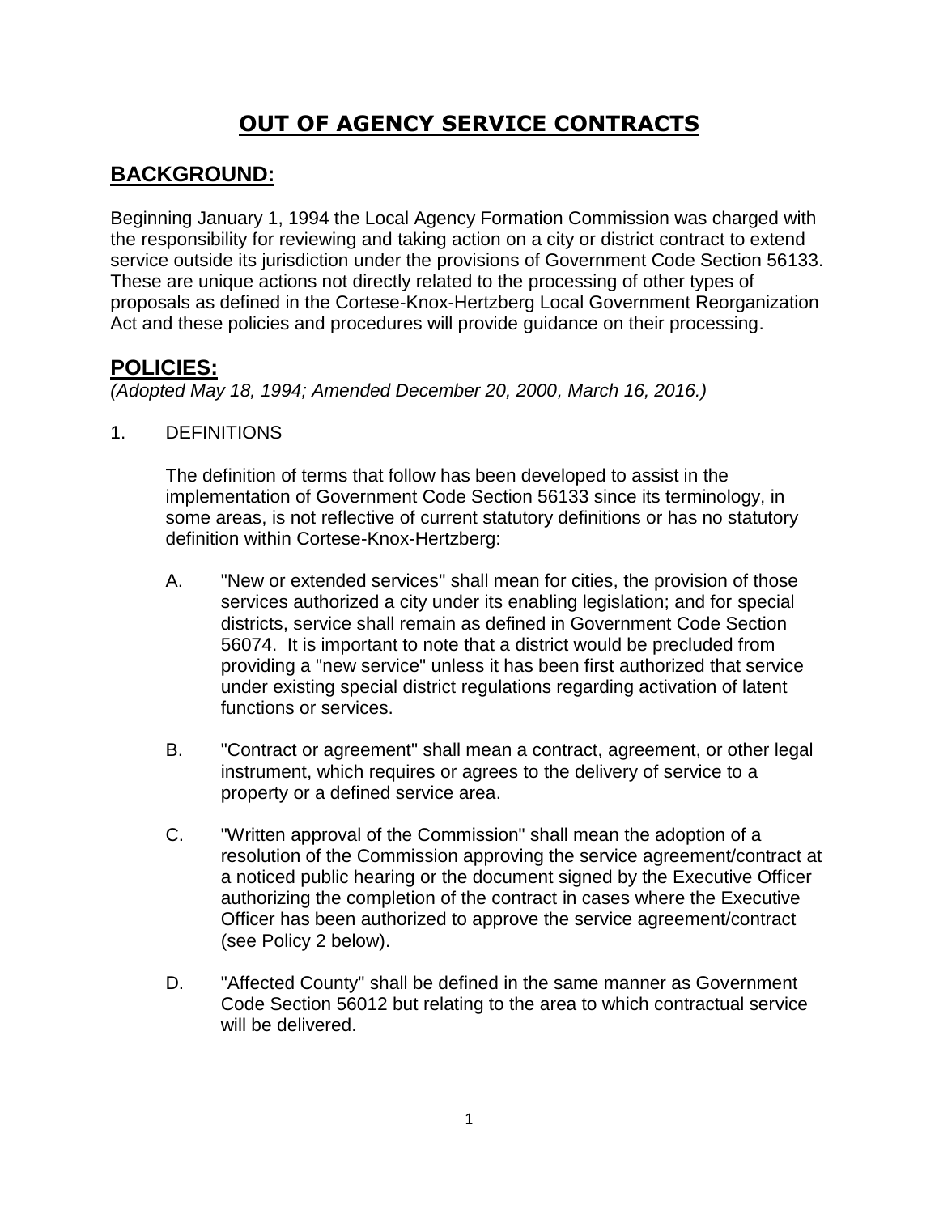# OUT OF AGENCY SERVICE CONTRACTS

## BACKGROUND:

Beginning January 1, 1994 the Local Agency Formation Commission was charged with the responsibility for reviewing and taking action on a city or district contract to extend service outside its jurisdiction under the provisions of Government Code Section 56133. These are unique actions not directly related to the processing of other types of proposals as defined in the Cortese-Knox-Hertzberg Local Government Reorganization Act and these policies and procedures will provide guidance on their processing.

## POLICIES:

*(Adopted May 18, 1994; Amended December 20, 2000, March 16, 2016.)*

1. DEFINITIONS

   The definition of terms that follow has been developed to assist in the implementation of Government Code Section 56133 since its terminology, in some areas, is not reflective of current statutory definitions or has no statutory definition within Cortese-Knox-Hertzberg:

   A. "New or extended services" shall mean for cities, the provision of those services authorized a city under its enabling legislation; and for special districts, service shall remain as defined in Government Code Section 56074. It is important to note that a district would be precluded from providing a "new service" unless it has been first authorized that service under existing special district regulations regarding activation of latent functions or services.

   B. "Contract or agreement" shall mean a contract, agreement, or other legal instrument, which requires or agrees to the delivery of service to a property or a defined service area.

   C. "Written approval of the Commission" shall mean the adoption of a resolution of the Commission approving the service agreement/contract at a noticed public hearing or the document signed by the Executive Officer authorizing the completion of the contract in cases where the Executive Officer has been authorized to approve the service agreement/contract (see Policy 2 below).

   D. "Affected County" shall be defined in the same manner as Government Code Section 56012 but relating to the area to which contractual service will be delivered.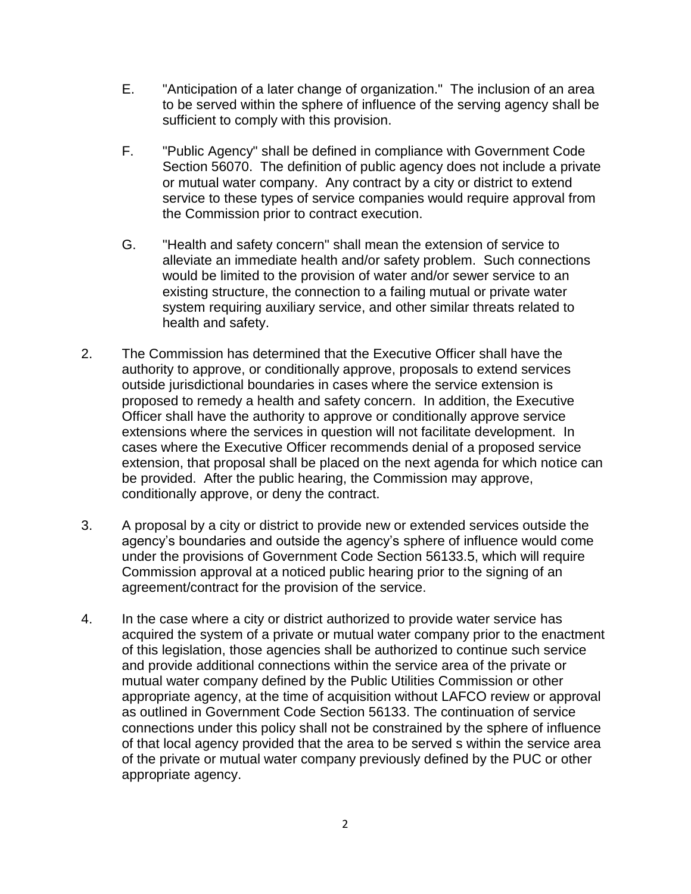E. "Anticipation of a later change of organization." The inclusion of an area to be served within the sphere of influence of the serving agency shall be sufficient to comply with this provision.

F. "Public Agency" shall be defined in compliance with Government Code Section 56070. The definition of public agency does not include a private or mutual water company. Any contract by a city or district to extend service to these types of service companies would require approval from the Commission prior to contract execution.

G. "Health and safety concern" shall mean the extension of service to alleviate an immediate health and/or safety problem. Such connections would be limited to the provision of water and/or sewer service to an existing structure, the connection to a failing mutual or private water system requiring auxiliary service, and other similar threats related to health and safety.

2. The Commission has determined that the Executive Officer shall have the authority to approve, or conditionally approve, proposals to extend services outside jurisdictional boundaries in cases where the service extension is proposed to remedy a health and safety concern. In addition, the Executive Officer shall have the authority to approve or conditionally approve service extensions where the services in question will not facilitate development. In cases where the Executive Officer recommends denial of a proposed service extension, that proposal shall be placed on the next agenda for which notice can be provided. After the public hearing, the Commission may approve, conditionally approve, or deny the contract.

3. A proposal by a city or district to provide new or extended services outside the agency's boundaries and outside the agency's sphere of influence would come under the provisions of Government Code Section 56133.5, which will require Commission approval at a noticed public hearing prior to the signing of an agreement/contract for the provision of the service.

4. In the case where a city or district authorized to provide water service has acquired the system of a private or mutual water company prior to the enactment of this legislation, those agencies shall be authorized to continue such service and provide additional connections within the service area of the private or mutual water company defined by the Public Utilities Commission or other appropriate agency, at the time of acquisition without LAFCO review or approval as outlined in Government Code Section 56133. The continuation of service connections under this policy shall not be constrained by the sphere of influence of that local agency provided that the area to be served s within the service area of the private or mutual water company previously defined by the PUC or other appropriate agency.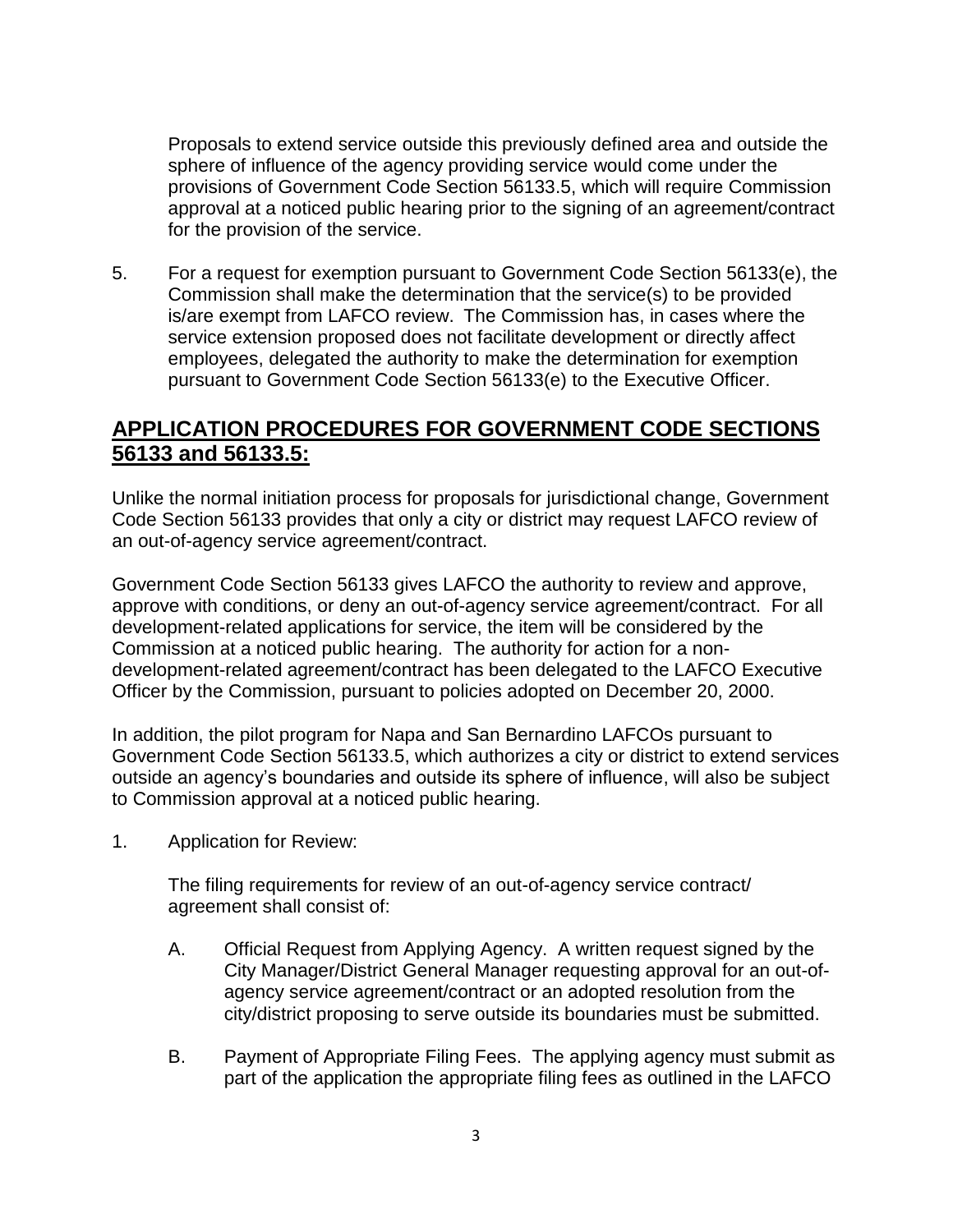Proposals to extend service outside this previously defined area and outside the sphere of influence of the agency providing service would come under the provisions of Government Code Section 56133.5, which will require Commission approval at a noticed public hearing prior to the signing of an agreement/contract for the provision of the service.

5. For a request for exemption pursuant to Government Code Section 56133(e), the Commission shall make the determination that the service(s) to be provided is/are exempt from LAFCO review. The Commission has, in cases where the service extension proposed does not facilitate development or directly affect employees, delegated the authority to make the determination for exemption pursuant to Government Code Section 56133(e) to the Executive Officer.

## APPLICATION PROCEDURES FOR GOVERNMENT CODE SECTIONS 56133 and 56133.5:

Unlike the normal initiation process for proposals for jurisdictional change, Government Code Section 56133 provides that only a city or district may request LAFCO review of an out-of-agency service agreement/contract.

Government Code Section 56133 gives LAFCO the authority to review and approve, approve with conditions, or deny an out-of-agency service agreement/contract. For all development-related applications for service, the item will be considered by the Commission at a noticed public hearing. The authority for action for a non-development-related agreement/contract has been delegated to the LAFCO Executive Officer by the Commission, pursuant to policies adopted on December 20, 2000.

In addition, the pilot program for Napa and San Bernardino LAFCOs pursuant to Government Code Section 56133.5, which authorizes a city or district to extend services outside an agency's boundaries and outside its sphere of influence, will also be subject to Commission approval at a noticed public hearing.

1. Application for Review:

   The filing requirements for review of an out-of-agency service contract/agreement shall consist of:

   A. Official Request from Applying Agency. A written request signed by the City Manager/District General Manager requesting approval for an out-of-agency service agreement/contract or an adopted resolution from the city/district proposing to serve outside its boundaries must be submitted.

   B. Payment of Appropriate Filing Fees. The applying agency must submit as part of the application the appropriate filing fees as outlined in the LAFCO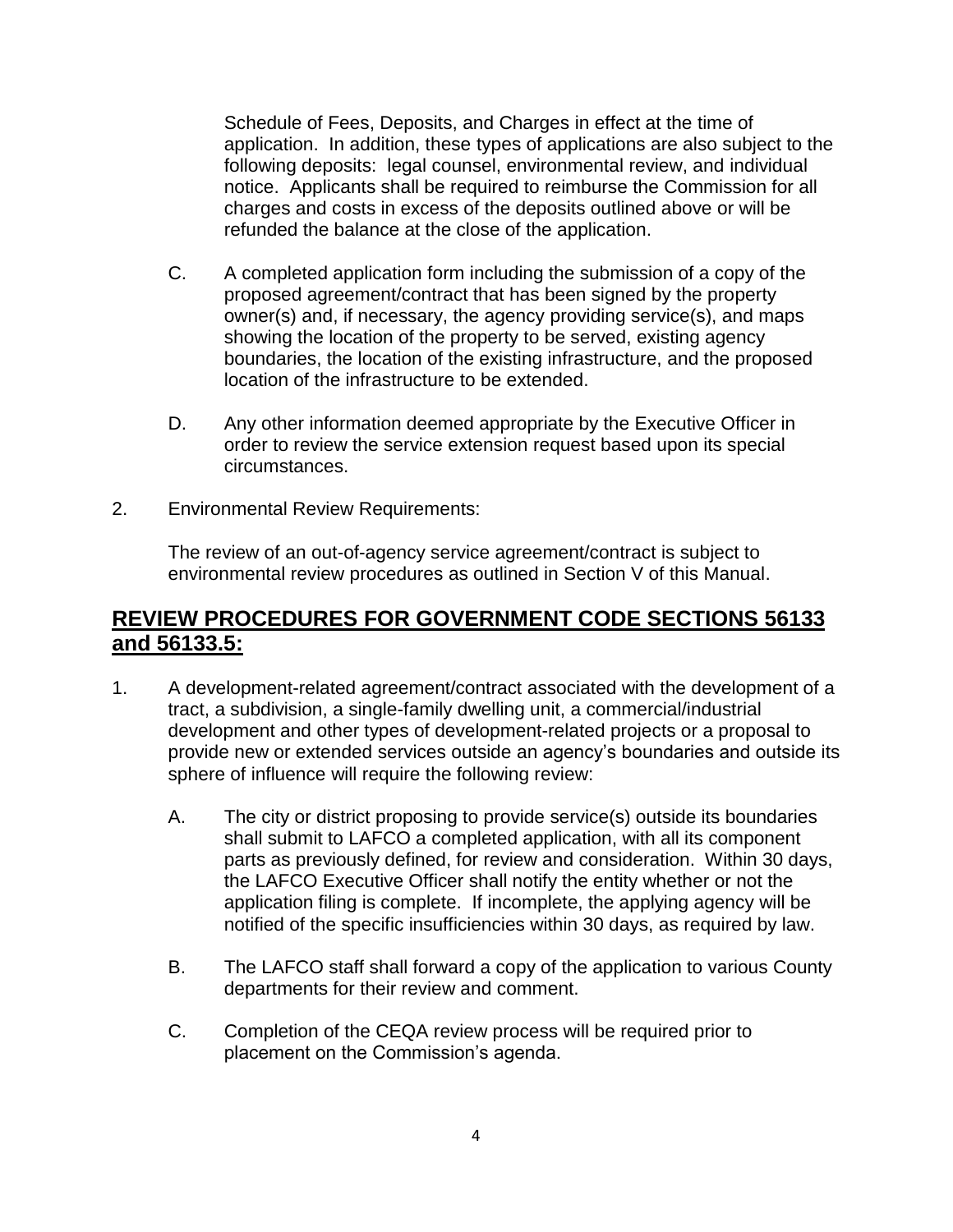Schedule of Fees, Deposits, and Charges in effect at the time of application. In addition, these types of applications are also subject to the following deposits: legal counsel, environmental review, and individual notice. Applicants shall be required to reimburse the Commission for all charges and costs in excess of the deposits outlined above or will be refunded the balance at the close of the application.

C. A completed application form including the submission of a copy of the proposed agreement/contract that has been signed by the property owner(s) and, if necessary, the agency providing service(s), and maps showing the location of the property to be served, existing agency boundaries, the location of the existing infrastructure, and the proposed location of the infrastructure to be extended.

D. Any other information deemed appropriate by the Executive Officer in order to review the service extension request based upon its special circumstances.

2. Environmental Review Requirements:

The review of an out-of-agency service agreement/contract is subject to environmental review procedures as outlined in Section V of this Manual.

## **REVIEW PROCEDURES FOR GOVERNMENT CODE SECTIONS 56133 and 56133.5:**

1. A development-related agreement/contract associated with the development of a tract, a subdivision, a single-family dwelling unit, a commercial/industrial development and other types of development-related projects or a proposal to provide new or extended services outside an agency's boundaries and outside its sphere of influence will require the following review:

   A. The city or district proposing to provide service(s) outside its boundaries shall submit to LAFCO a completed application, with all its component parts as previously defined, for review and consideration. Within 30 days, the LAFCO Executive Officer shall notify the entity whether or not the application filing is complete. If incomplete, the applying agency will be notified of the specific insufficiencies within 30 days, as required by law.

   B. The LAFCO staff shall forward a copy of the application to various County departments for their review and comment.

   C. Completion of the CEQA review process will be required prior to placement on the Commission's agenda.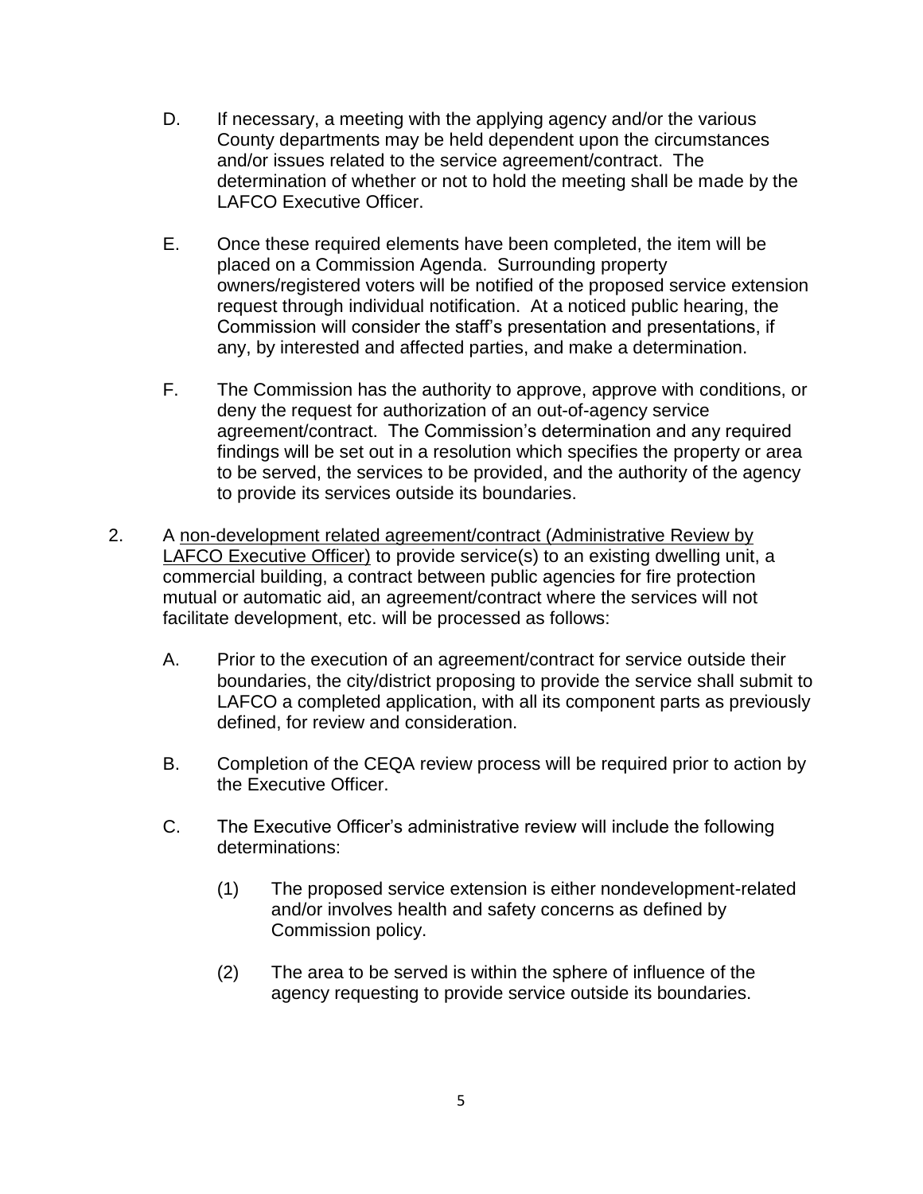D. If necessary, a meeting with the applying agency and/or the various County departments may be held dependent upon the circumstances and/or issues related to the service agreement/contract. The determination of whether or not to hold the meeting shall be made by the LAFCO Executive Officer.

E. Once these required elements have been completed, the item will be placed on a Commission Agenda. Surrounding property owners/registered voters will be notified of the proposed service extension request through individual notification. At a noticed public hearing, the Commission will consider the staff's presentation and presentations, if any, by interested and affected parties, and make a determination.

F. The Commission has the authority to approve, approve with conditions, or deny the request for authorization of an out-of-agency service agreement/contract. The Commission's determination and any required findings will be set out in a resolution which specifies the property or area to be served, the services to be provided, and the authority of the agency to provide its services outside its boundaries.

2. A <u>non-development related agreement/contract (Administrative Review by LAFCO Executive Officer)</u> to provide service(s) to an existing dwelling unit, a commercial building, a contract between public agencies for fire protection mutual or automatic aid, an agreement/contract where the services will not facilitate development, etc. will be processed as follows:

   A. Prior to the execution of an agreement/contract for service outside their boundaries, the city/district proposing to provide the service shall submit to LAFCO a completed application, with all its component parts as previously defined, for review and consideration.

   B. Completion of the CEQA review process will be required prior to action by the Executive Officer.

   C. The Executive Officer's administrative review will include the following determinations:

      (1) The proposed service extension is either nondevelopment-related and/or involves health and safety concerns as defined by Commission policy.

      (2) The area to be served is within the sphere of influence of the agency requesting to provide service outside its boundaries.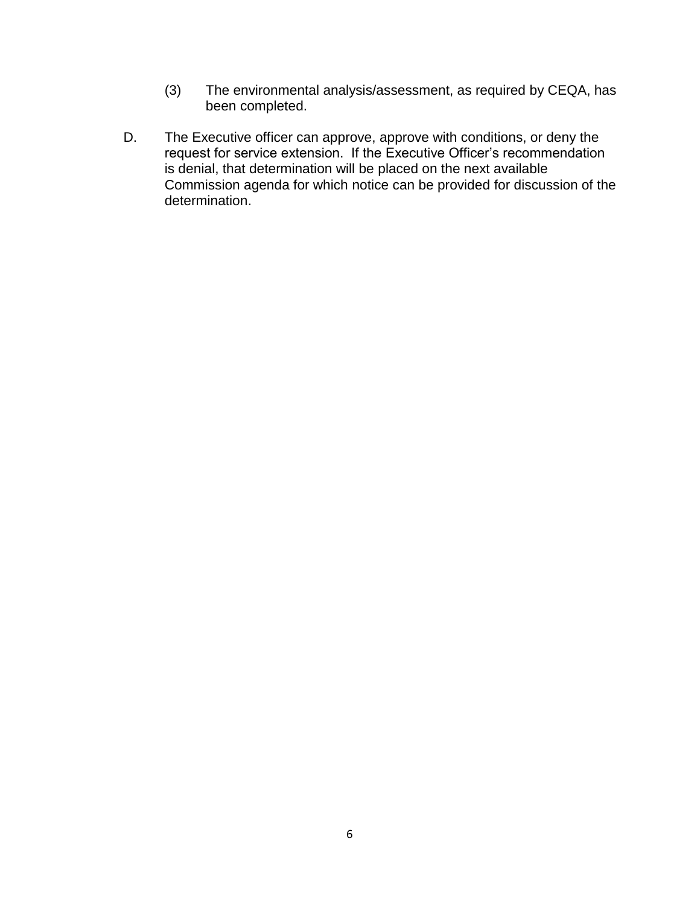(3) The environmental analysis/assessment, as required by CEQA, has been completed.

D. The Executive officer can approve, approve with conditions, or deny the request for service extension. If the Executive Officer's recommendation is denial, that determination will be placed on the next available Commission agenda for which notice can be provided for discussion of the determination.